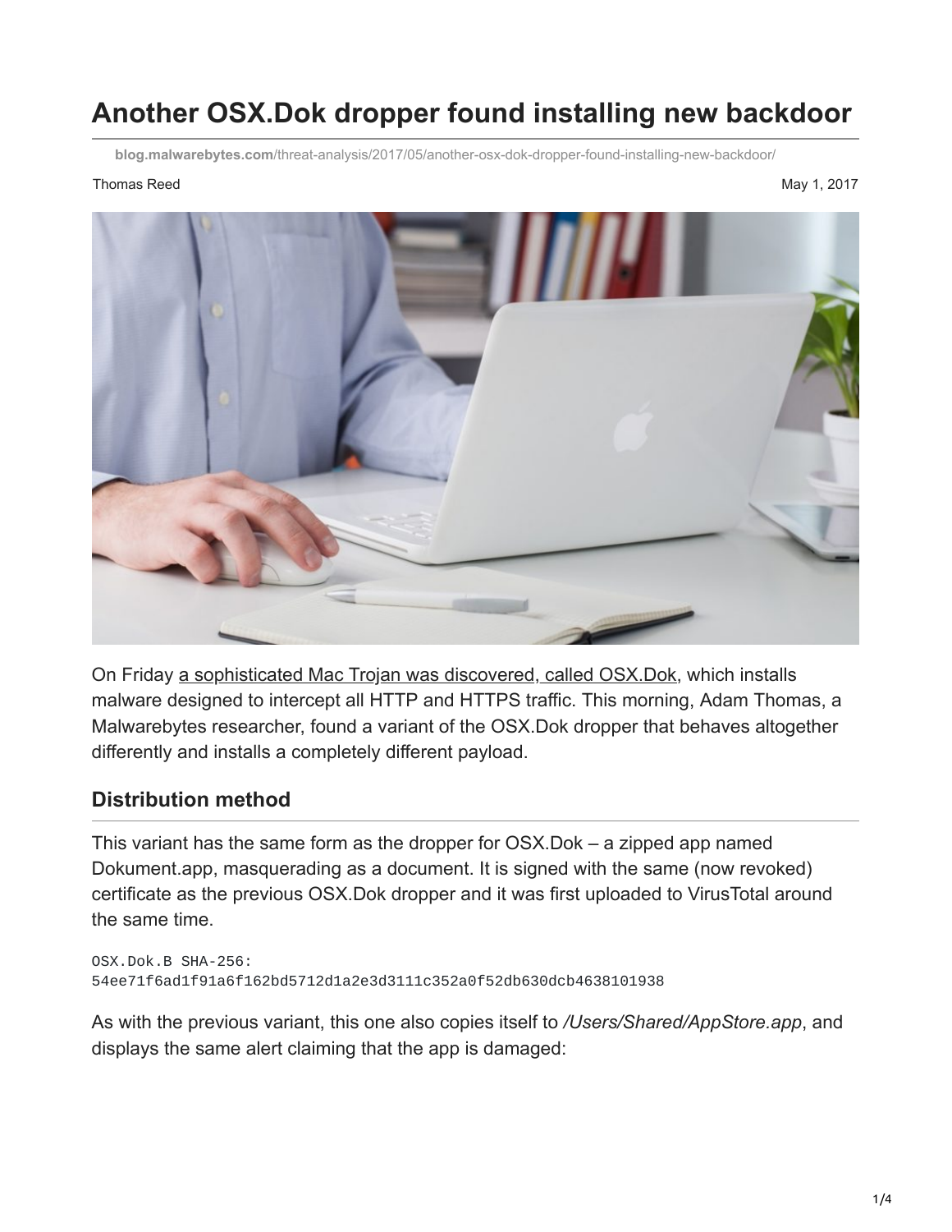# Another OSX.Dok dropper found installing new backdoor

blog.malwarebytes.com/threat-analysis/2017/05/another-osx-dok-dropper-found-installing-new-backdoor/

Thomas Reed

May 1, 2017

On Friday a sophisticated Mac Trojan was discovered, called OSX.Dok, which installs malware designed to intercept all HTTP and HTTPS traffic. This morning, Adam Thomas, a Malwarebytes researcher, found a variant of the OSX.Dok dropper that behaves altogether differently and installs a completely different payload.

## Distribution method

This variant has the same form as the dropper for OSX.Dok – a zipped app named Dokument.app, masquerading as a document. It is signed with the same (now revoked) certificate as the previous OSX.Dok dropper and it was first uploaded to VirusTotal around the same time.

```
OSX.Dok.B SHA-256:
54ee71f6ad1f91a6f162bd5712d1a2e3d3111c352a0f52db630dcb4638101938
```

As with the previous variant, this one also copies itself to */Users/Shared/AppStore.app*, and displays the same alert claiming that the app is damaged: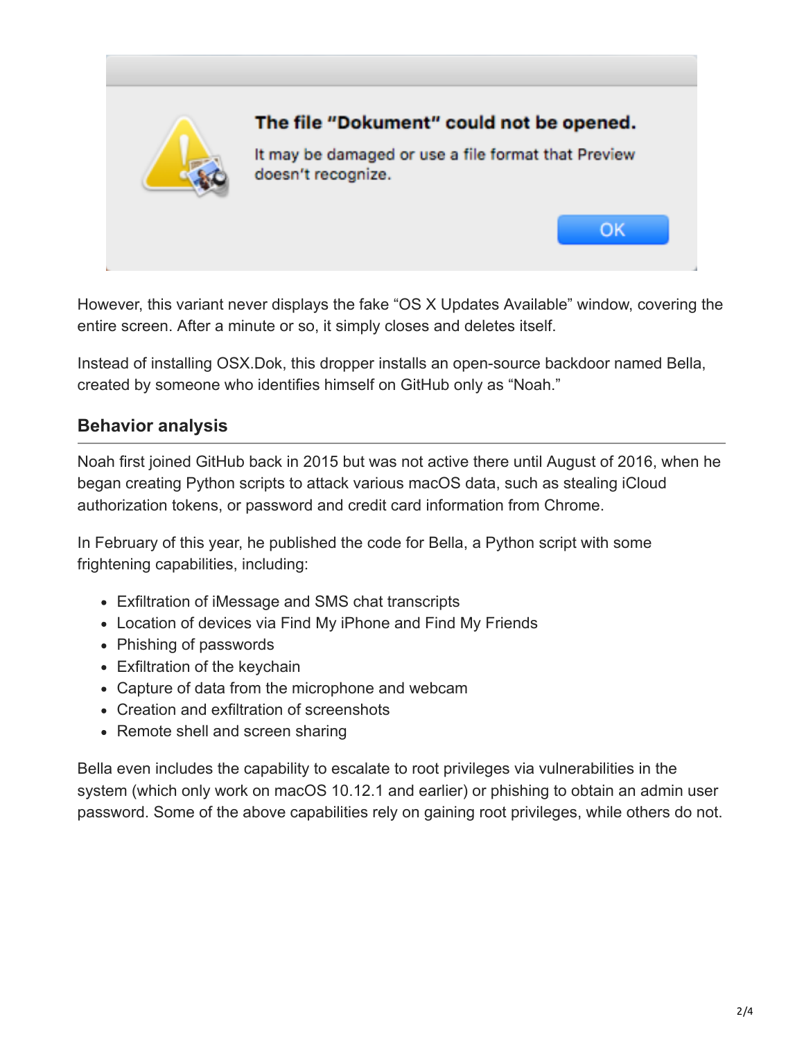However, this variant never displays the fake “OS X Updates Available” window, covering the entire screen. After a minute or so, it simply closes and deletes itself.

Instead of installing OSX.Dok, this dropper installs an open-source backdoor named Bella, created by someone who identifies himself on GitHub only as “Noah.”

## Behavior analysis

Noah first joined GitHub back in 2015 but was not active there until August of 2016, when he began creating Python scripts to attack various macOS data, such as stealing iCloud authorization tokens, or password and credit card information from Chrome.

In February of this year, he published the code for Bella, a Python script with some frightening capabilities, including:

- Exfiltration of iMessage and SMS chat transcripts
- Location of devices via Find My iPhone and Find My Friends
- Phishing of passwords
- Exfiltration of the keychain
- Capture of data from the microphone and webcam
- Creation and exfiltration of screenshots
- Remote shell and screen sharing

Bella even includes the capability to escalate to root privileges via vulnerabilities in the system (which only work on macOS 10.12.1 and earlier) or phishing to obtain an admin user password. Some of the above capabilities rely on gaining root privileges, while others do not.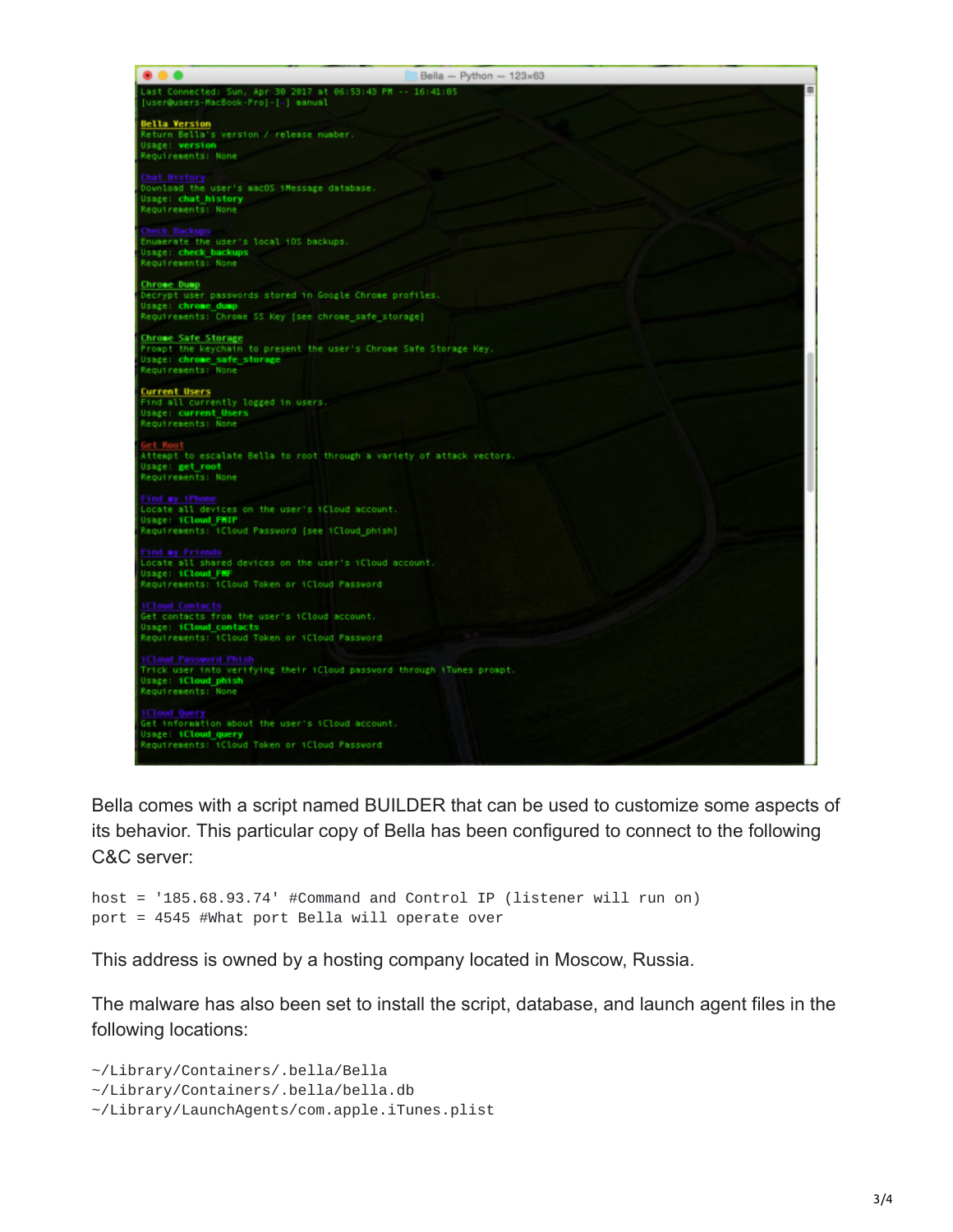```
Last Connected: Sun, Apr 30 2017 at 06:53:43 PM -- 16:41:05
[user@users-MacBook-Pro]-[~] manual

Bella Version
Return Bella's version / release number.
Usage: version
Requirements: None

Chat History
Download the user's macOS iMessage database.
Usage: chat_history
Requirements: None

Check Backups
Enumerate the user's local iOS backups.
Usage: check_backups
Requirements: None

Chrome Dump
Decrypt user passwords stored in Google Chrome profiles.
Usage: chrome_dump
Requirements: Chrome SS Key [see chrome_safe_storage]

Chrome Safe Storage
Prompt the keychain to present the user's Chrome Safe Storage Key.
Usage: chrome_safe_storage
Requirements: None

Current Users
Find all currently logged in users.
Usage: current_Users
Requirements: None

Get Root
Attempt to escalate Bella to root through a variety of attack vectors.
Usage: get_root
Requirements: None

Find my iPhone
Locate all devices on the user's iCloud account.
Usage: iCloud_FMIP
Requirements: iCloud Password [see iCloud_phish]

Find my Friends
Locate all shared devices on the user's iCloud account.
Usage: iCloud_FMF
Requirements: iCloud Token or iCloud Password

iCloud Contacts
Get contacts from the user's iCloud account.
Usage: iCloud_contacts
Requirements: iCloud Token or iCloud Password

iCloud Password Phish
Trick user into verifying their iCloud password through iTunes prompt.
Usage: iCloud_phish
Requirements: None

iCloud Query
Get information about the user's iCloud account.
Usage: iCloud_query
Requirements: iCloud Token or iCloud Password
```

Bella comes with a script named BUILDER that can be used to customize some aspects of its behavior. This particular copy of Bella has been configured to connect to the following C&C server:

```
host = '185.68.93.74' #Command and Control IP (listener will run on)
port = 4545 #What port Bella will operate over
```

This address is owned by a hosting company located in Moscow, Russia.

The malware has also been set to install the script, database, and launch agent files in the following locations:

```
~/Library/Containers/.bella/Bella
~/Library/Containers/.bella/bella.db
~/Library/LaunchAgents/com.apple.iTunes.plist
```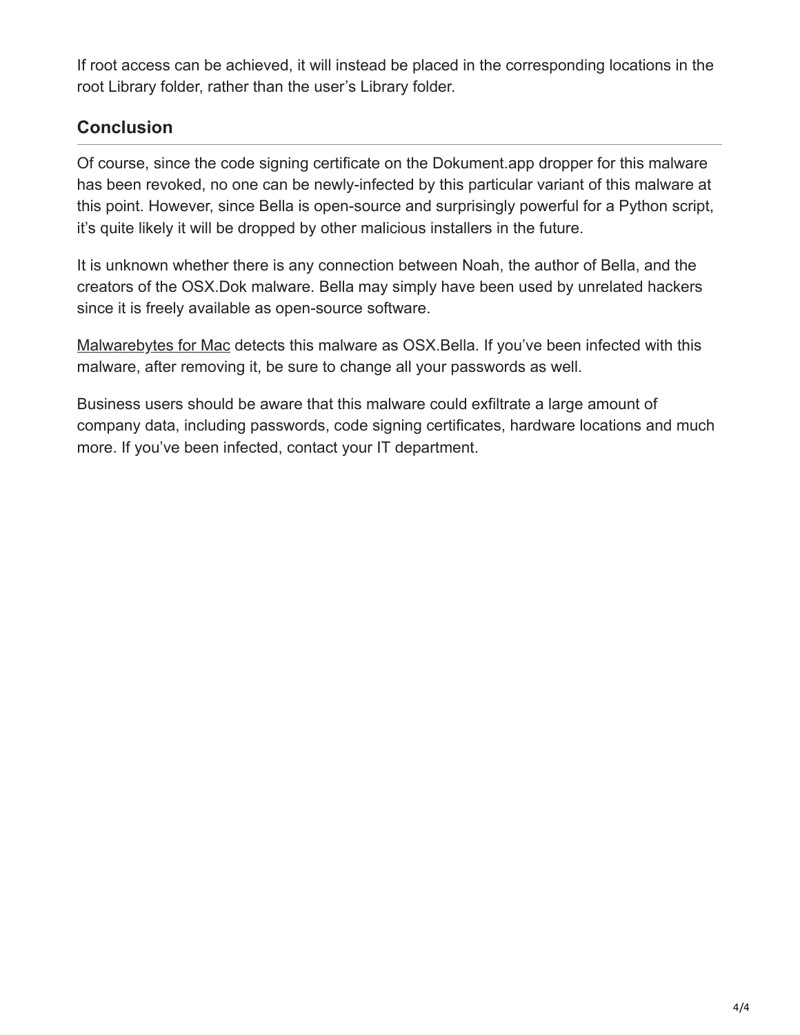If root access can be achieved, it will instead be placed in the corresponding locations in the root Library folder, rather than the user's Library folder.

## Conclusion

Of course, since the code signing certificate on the Dokument.app dropper for this malware has been revoked, no one can be newly-infected by this particular variant of this malware at this point. However, since Bella is open-source and surprisingly powerful for a Python script, it's quite likely it will be dropped by other malicious installers in the future.

It is unknown whether there is any connection between Noah, the author of Bella, and the creators of the OSX.Dok malware. Bella may simply have been used by unrelated hackers since it is freely available as open-source software.

Malwarebytes for Mac detects this malware as OSX.Bella. If you've been infected with this malware, after removing it, be sure to change all your passwords as well.

Business users should be aware that this malware could exfiltrate a large amount of company data, including passwords, code signing certificates, hardware locations and much more. If you've been infected, contact your IT department.